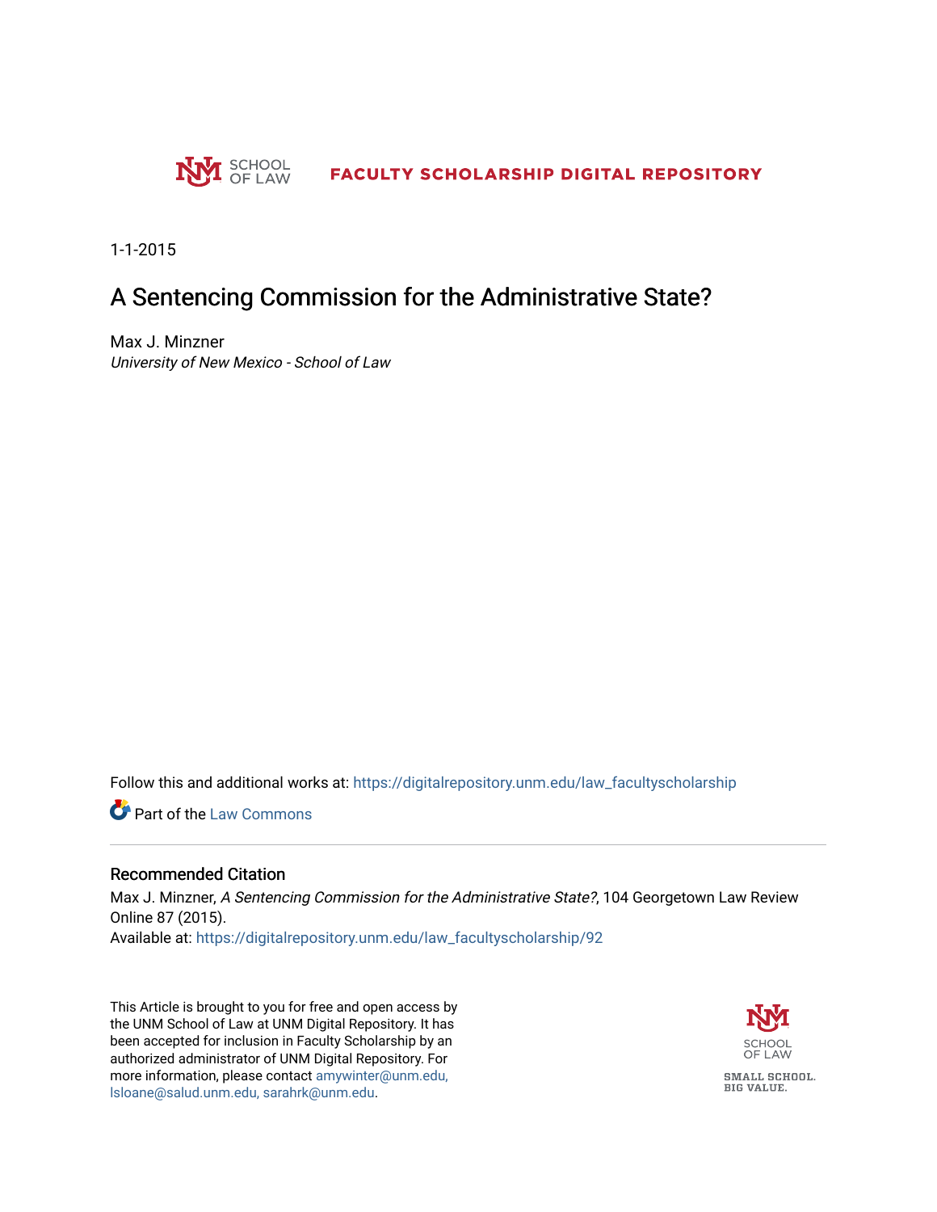SCHOOL OF LAW **FACULTY SCHOLARSHIP DIGITAL REPOSITORY**

1-1-2015

# A Sentencing Commission for the Administrative State?

Max J. Minzner
*University of New Mexico - School of Law*

Follow this and additional works at: https://digitalrepository.unm.edu/law_facultyscholarship

Part of the Law Commons

## Recommended Citation

Max J. Minzner, *A Sentencing Commission for the Administrative State?*, 104 Georgetown Law Review Online 87 (2015).
Available at: https://digitalrepository.unm.edu/law_facultyscholarship/92

This Article is brought to you for free and open access by the UNM School of Law at UNM Digital Repository. It has been accepted for inclusion in Faculty Scholarship by an authorized administrator of UNM Digital Repository. For more information, please contact amywinter@unm.edu, lsloane@salud.unm.edu, sarahrk@unm.edu.

SCHOOL OF LAW
SMALL SCHOOL. BIG VALUE.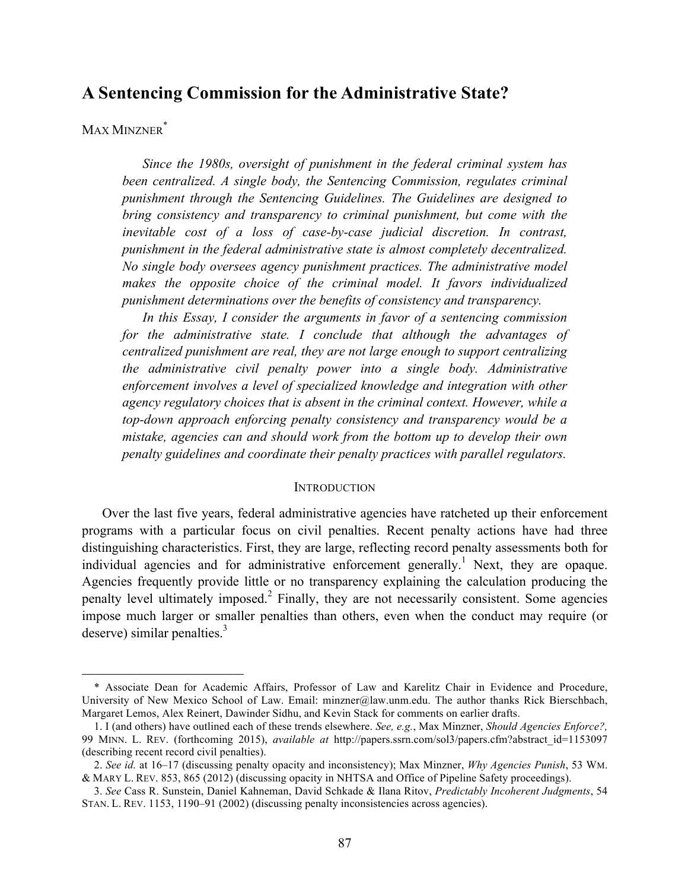# A Sentencing Commission for the Administrative State?

MAX MINZNER[*]

*Since the 1980s, oversight of punishment in the federal criminal system has been centralized. A single body, the Sentencing Commission, regulates criminal punishment through the Sentencing Guidelines. The Guidelines are designed to bring consistency and transparency to criminal punishment, but come with the inevitable cost of a loss of case-by-case judicial discretion. In contrast, punishment in the federal administrative state is almost completely decentralized. No single body oversees agency punishment practices. The administrative model makes the opposite choice of the criminal model. It favors individualized punishment determinations over the benefits of consistency and transparency.*

*In this Essay, I consider the arguments in favor of a sentencing commission for the administrative state. I conclude that although the advantages of centralized punishment are real, they are not large enough to support centralizing the administrative civil penalty power into a single body. Administrative enforcement involves a level of specialized knowledge and integration with other agency regulatory choices that is absent in the criminal context. However, while a top-down approach enforcing penalty consistency and transparency would be a mistake, agencies can and should work from the bottom up to develop their own penalty guidelines and coordinate their penalty practices with parallel regulators.*

## INTRODUCTION

Over the last five years, federal administrative agencies have ratcheted up their enforcement programs with a particular focus on civil penalties. Recent penalty actions have had three distinguishing characteristics. First, they are large, reflecting record penalty assessments both for individual agencies and for administrative enforcement generally.[1] Next, they are opaque. Agencies frequently provide little or no transparency explaining the calculation producing the penalty level ultimately imposed.[2] Finally, they are not necessarily consistent. Some agencies impose much larger or smaller penalties than others, even when the conduct may require (or deserve) similar penalties.[3]

---

\* Associate Dean for Academic Affairs, Professor of Law and Karelitz Chair in Evidence and Procedure, University of New Mexico School of Law. Email: minzner@law.unm.edu. The author thanks Rick Bierschbach, Margaret Lemos, Alex Reinert, Dawinder Sidhu, and Kevin Stack for comments on earlier drafts.

1. I (and others) have outlined each of these trends elsewhere. *See, e.g.*, Max Minzner, *Should Agencies Enforce?*, 99 MINN. L. REV. (forthcoming 2015), *available at* http://papers.ssrn.com/sol3/papers.cfm?abstract_id=1153097 (describing recent record civil penalties).

2. *See id.* at 16–17 (discussing penalty opacity and inconsistency); Max Minzner, *Why Agencies Punish*, 53 WM. & MARY L. REV. 853, 865 (2012) (discussing opacity in NHTSA and Office of Pipeline Safety proceedings).

3. *See* Cass R. Sunstein, Daniel Kahneman, David Schkade & Ilana Ritov, *Predictably Incoherent Judgments*, 54 STAN. L. REV. 1153, 1190–91 (2002) (discussing penalty inconsistencies across agencies).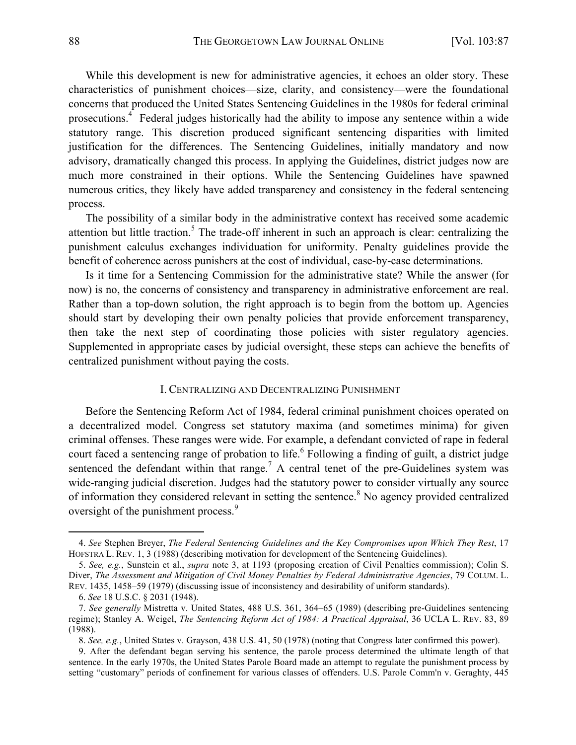While this development is new for administrative agencies, it echoes an older story. These characteristics of punishment choices—size, clarity, and consistency—were the foundational concerns that produced the United States Sentencing Guidelines in the 1980s for federal criminal prosecutions.[4] Federal judges historically had the ability to impose any sentence within a wide statutory range. This discretion produced significant sentencing disparities with limited justification for the differences. The Sentencing Guidelines, initially mandatory and now advisory, dramatically changed this process. In applying the Guidelines, district judges now are much more constrained in their options. While the Sentencing Guidelines have spawned numerous critics, they likely have added transparency and consistency in the federal sentencing process.

The possibility of a similar body in the administrative context has received some academic attention but little traction.[5] The trade-off inherent in such an approach is clear: centralizing the punishment calculus exchanges individuation for uniformity. Penalty guidelines provide the benefit of coherence across punishers at the cost of individual, case-by-case determinations.

Is it time for a Sentencing Commission for the administrative state? While the answer (for now) is no, the concerns of consistency and transparency in administrative enforcement are real. Rather than a top-down solution, the right approach is to begin from the bottom up. Agencies should start by developing their own penalty policies that provide enforcement transparency, then take the next step of coordinating those policies with sister regulatory agencies. Supplemented in appropriate cases by judicial oversight, these steps can achieve the benefits of centralized punishment without paying the costs.

## I. Centralizing and Decentralizing Punishment

Before the Sentencing Reform Act of 1984, federal criminal punishment choices operated on a decentralized model. Congress set statutory maxima (and sometimes minima) for given criminal offenses. These ranges were wide. For example, a defendant convicted of rape in federal court faced a sentencing range of probation to life.[6] Following a finding of guilt, a district judge sentenced the defendant within that range.[7] A central tenet of the pre-Guidelines system was wide-ranging judicial discretion. Judges had the statutory power to consider virtually any source of information they considered relevant in setting the sentence.[8] No agency provided centralized oversight of the punishment process.[9]

---

4. *See* Stephen Breyer, *The Federal Sentencing Guidelines and the Key Compromises upon Which They Rest*, 17 Hofstra L. Rev. 1, 3 (1988) (describing motivation for development of the Sentencing Guidelines).

5. *See, e.g.*, Sunstein et al., *supra* note 3, at 1193 (proposing creation of Civil Penalties commission); Colin S. Diver, *The Assessment and Mitigation of Civil Money Penalties by Federal Administrative Agencies*, 79 Colum. L. Rev. 1435, 1458–59 (1979) (discussing issue of inconsistency and desirability of uniform standards).

6. *See* 18 U.S.C. § 2031 (1948).

7. *See generally* Mistretta v. United States, 488 U.S. 361, 364–65 (1989) (describing pre-Guidelines sentencing regime); Stanley A. Weigel, *The Sentencing Reform Act of 1984: A Practical Appraisal*, 36 UCLA L. Rev. 83, 89 (1988).

8. *See, e.g.*, United States v. Grayson, 438 U.S. 41, 50 (1978) (noting that Congress later confirmed this power).

9. After the defendant began serving his sentence, the parole process determined the ultimate length of that sentence. In the early 1970s, the United States Parole Board made an attempt to regulate the punishment process by setting "customary" periods of confinement for various classes of offenders. U.S. Parole Comm'n v. Geraghty, 445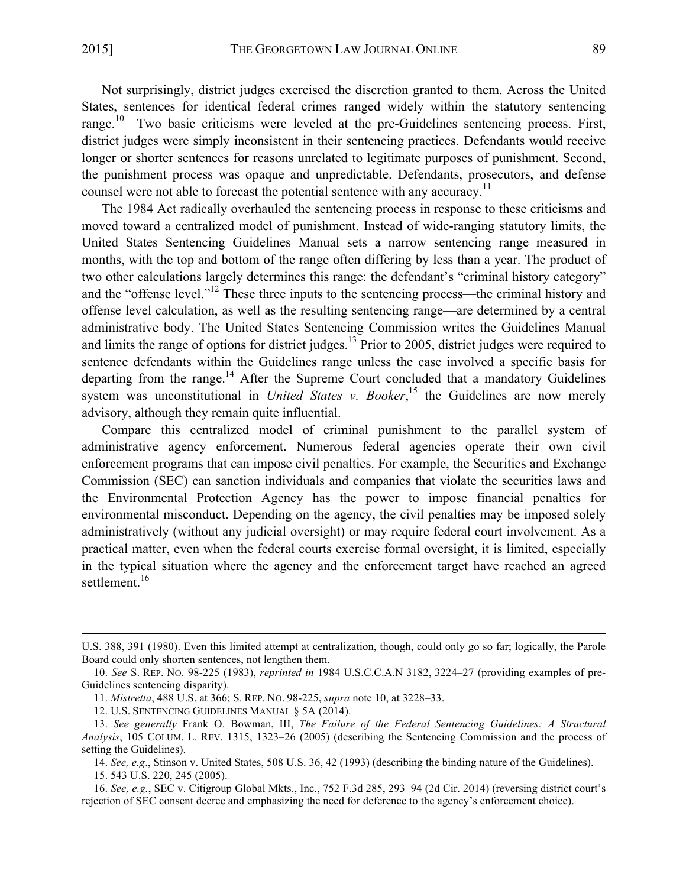Not surprisingly, district judges exercised the discretion granted to them. Across the United States, sentences for identical federal crimes ranged widely within the statutory sentencing range.[10] Two basic criticisms were leveled at the pre-Guidelines sentencing process. First, district judges were simply inconsistent in their sentencing practices. Defendants would receive longer or shorter sentences for reasons unrelated to legitimate purposes of punishment. Second, the punishment process was opaque and unpredictable. Defendants, prosecutors, and defense counsel were not able to forecast the potential sentence with any accuracy.[11]

The 1984 Act radically overhauled the sentencing process in response to these criticisms and moved toward a centralized model of punishment. Instead of wide-ranging statutory limits, the United States Sentencing Guidelines Manual sets a narrow sentencing range measured in months, with the top and bottom of the range often differing by less than a year. The product of two other calculations largely determines this range: the defendant's "criminal history category" and the "offense level."[12] These three inputs to the sentencing process—the criminal history and offense level calculation, as well as the resulting sentencing range—are determined by a central administrative body. The United States Sentencing Commission writes the Guidelines Manual and limits the range of options for district judges.[13] Prior to 2005, district judges were required to sentence defendants within the Guidelines range unless the case involved a specific basis for departing from the range.[14] After the Supreme Court concluded that a mandatory Guidelines system was unconstitutional in *United States v. Booker*,[15] the Guidelines are now merely advisory, although they remain quite influential.

Compare this centralized model of criminal punishment to the parallel system of administrative agency enforcement. Numerous federal agencies operate their own civil enforcement programs that can impose civil penalties. For example, the Securities and Exchange Commission (SEC) can sanction individuals and companies that violate the securities laws and the Environmental Protection Agency has the power to impose financial penalties for environmental misconduct. Depending on the agency, the civil penalties may be imposed solely administratively (without any judicial oversight) or may require federal court involvement. As a practical matter, even when the federal courts exercise formal oversight, it is limited, especially in the typical situation where the agency and the enforcement target have reached an agreed settlement.[16]

---

U.S. 388, 391 (1980). Even this limited attempt at centralization, though, could only go so far; logically, the Parole Board could only shorten sentences, not lengthen them.

10. *See* S. REP. NO. 98-225 (1983), *reprinted in* 1984 U.S.C.C.A.N 3182, 3224–27 (providing examples of pre-Guidelines sentencing disparity).

11. *Mistretta*, 488 U.S. at 366; S. REP. NO. 98-225, *supra* note 10, at 3228–33.

12. U.S. SENTENCING GUIDELINES MANUAL § 5A (2014).

13. *See generally* Frank O. Bowman, III, *The Failure of the Federal Sentencing Guidelines: A Structural Analysis*, 105 COLUM. L. REV. 1315, 1323–26 (2005) (describing the Sentencing Commission and the process of setting the Guidelines).

14. *See, e.g.*, Stinson v. United States, 508 U.S. 36, 42 (1993) (describing the binding nature of the Guidelines).

15. 543 U.S. 220, 245 (2005).

16. *See, e.g.*, SEC v. Citigroup Global Mkts., Inc., 752 F.3d 285, 293–94 (2d Cir. 2014) (reversing district court's rejection of SEC consent decree and emphasizing the need for deference to the agency's enforcement choice).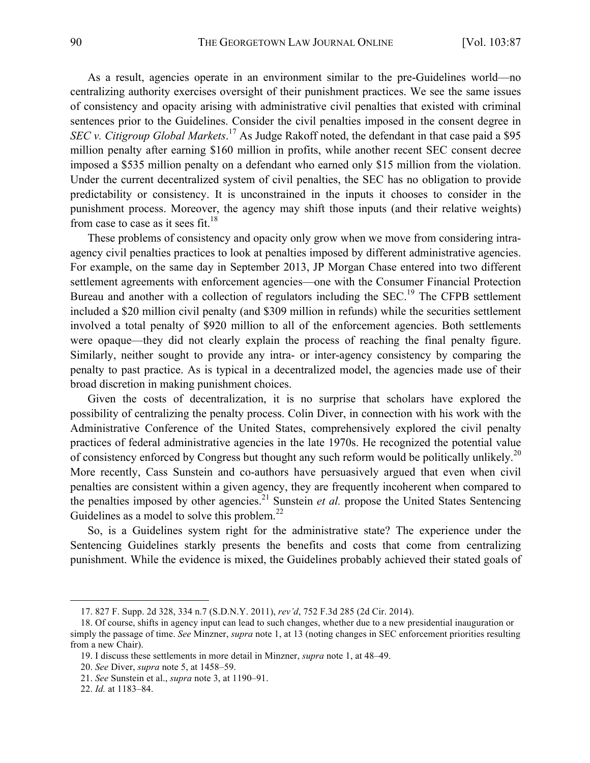As a result, agencies operate in an environment similar to the pre-Guidelines world—no centralizing authority exercises oversight of their punishment practices. We see the same issues of consistency and opacity arising with administrative civil penalties that existed with criminal sentences prior to the Guidelines. Consider the civil penalties imposed in the consent degree in *SEC v. Citigroup Global Markets*.[17] As Judge Rakoff noted, the defendant in that case paid a $95 million penalty after earning $160 million in profits, while another recent SEC consent decree imposed a $535 million penalty on a defendant who earned only $15 million from the violation. Under the current decentralized system of civil penalties, the SEC has no obligation to provide predictability or consistency. It is unconstrained in the inputs it chooses to consider in the punishment process. Moreover, the agency may shift those inputs (and their relative weights) from case to case as it sees fit.[18]

These problems of consistency and opacity only grow when we move from considering intra-agency civil penalties practices to look at penalties imposed by different administrative agencies. For example, on the same day in September 2013, JP Morgan Chase entered into two different settlement agreements with enforcement agencies—one with the Consumer Financial Protection Bureau and another with a collection of regulators including the SEC.[19] The CFPB settlement included a $20 million civil penalty (and $309 million in refunds) while the securities settlement involved a total penalty of $920 million to all of the enforcement agencies. Both settlements were opaque—they did not clearly explain the process of reaching the final penalty figure. Similarly, neither sought to provide any intra- or inter-agency consistency by comparing the penalty to past practice. As is typical in a decentralized model, the agencies made use of their broad discretion in making punishment choices.

Given the costs of decentralization, it is no surprise that scholars have explored the possibility of centralizing the penalty process. Colin Diver, in connection with his work with the Administrative Conference of the United States, comprehensively explored the civil penalty practices of federal administrative agencies in the late 1970s. He recognized the potential value of consistency enforced by Congress but thought any such reform would be politically unlikely.[20] More recently, Cass Sunstein and co-authors have persuasively argued that even when civil penalties are consistent within a given agency, they are frequently incoherent when compared to the penalties imposed by other agencies.[21] Sunstein *et al.* propose the United States Sentencing Guidelines as a model to solve this problem.[22]

So, is a Guidelines system right for the administrative state? The experience under the Sentencing Guidelines starkly presents the benefits and costs that come from centralizing punishment. While the evidence is mixed, the Guidelines probably achieved their stated goals of

---

17. 827 F. Supp. 2d 328, 334 n.7 (S.D.N.Y. 2011), *rev'd*, 752 F.3d 285 (2d Cir. 2014).

18. Of course, shifts in agency input can lead to such changes, whether due to a new presidential inauguration or simply the passage of time. *See* Minzner, *supra* note 1, at 13 (noting changes in SEC enforcement priorities resulting from a new Chair).

19. I discuss these settlements in more detail in Minzner, *supra* note 1, at 48–49.

20. *See* Diver, *supra* note 5, at 1458–59.

21. *See* Sunstein et al., *supra* note 3, at 1190–91.

22. *Id.* at 1183–84.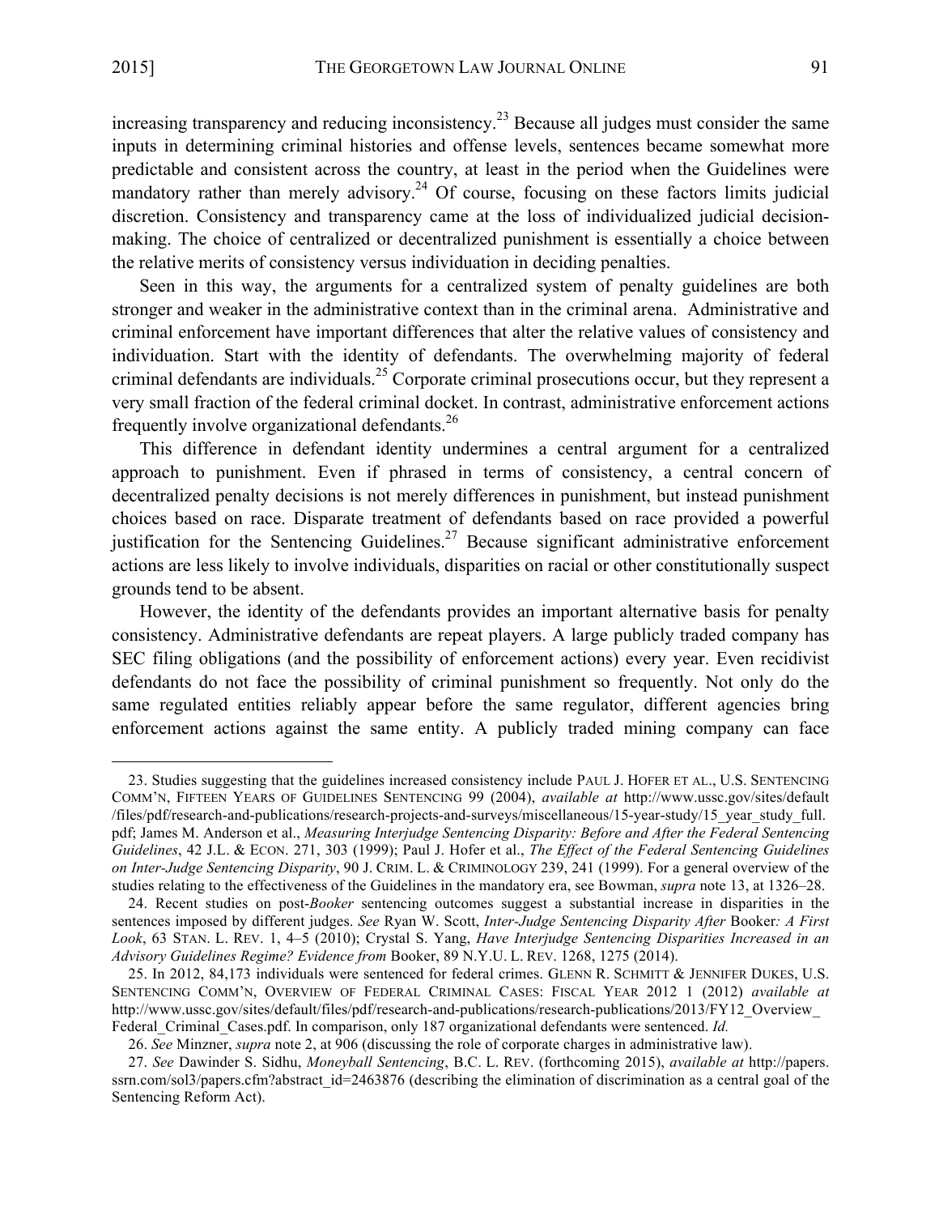increasing transparency and reducing inconsistency.[23] Because all judges must consider the same inputs in determining criminal histories and offense levels, sentences became somewhat more predictable and consistent across the country, at least in the period when the Guidelines were mandatory rather than merely advisory.[24] Of course, focusing on these factors limits judicial discretion. Consistency and transparency came at the loss of individualized judicial decision-making. The choice of centralized or decentralized punishment is essentially a choice between the relative merits of consistency versus individuation in deciding penalties.

Seen in this way, the arguments for a centralized system of penalty guidelines are both stronger and weaker in the administrative context than in the criminal arena. Administrative and criminal enforcement have important differences that alter the relative values of consistency and individuation. Start with the identity of defendants. The overwhelming majority of federal criminal defendants are individuals.[25] Corporate criminal prosecutions occur, but they represent a very small fraction of the federal criminal docket. In contrast, administrative enforcement actions frequently involve organizational defendants.[26]

This difference in defendant identity undermines a central argument for a centralized approach to punishment. Even if phrased in terms of consistency, a central concern of decentralized penalty decisions is not merely differences in punishment, but instead punishment choices based on race. Disparate treatment of defendants based on race provided a powerful justification for the Sentencing Guidelines.[27] Because significant administrative enforcement actions are less likely to involve individuals, disparities on racial or other constitutionally suspect grounds tend to be absent.

However, the identity of the defendants provides an important alternative basis for penalty consistency. Administrative defendants are repeat players. A large publicly traded company has SEC filing obligations (and the possibility of enforcement actions) every year. Even recidivist defendants do not face the possibility of criminal punishment so frequently. Not only do the same regulated entities reliably appear before the same regulator, different agencies bring enforcement actions against the same entity. A publicly traded mining company can face

---

23. Studies suggesting that the guidelines increased consistency include PAUL J. HOFER ET AL., U.S. SENTENCING COMM'N, FIFTEEN YEARS OF GUIDELINES SENTENCING 99 (2004), *available at* http://www.ussc.gov/sites/default/files/pdf/research-and-publications/research-projects-and-surveys/miscellaneous/15-year-study/15_year_study_full.pdf; James M. Anderson et al., *Measuring Interjudge Sentencing Disparity: Before and After the Federal Sentencing Guidelines*, 42 J.L. & ECON. 271, 303 (1999); Paul J. Hofer et al., *The Effect of the Federal Sentencing Guidelines on Inter-Judge Sentencing Disparity*, 90 J. CRIM. L. & CRIMINOLOGY 239, 241 (1999). For a general overview of the studies relating to the effectiveness of the Guidelines in the mandatory era, see Bowman, *supra* note 13, at 1326–28.

24. Recent studies on post-*Booker* sentencing outcomes suggest a substantial increase in disparities in the sentences imposed by different judges. *See* Ryan W. Scott, *Inter-Judge Sentencing Disparity After* Booker*: A First Look*, 63 STAN. L. REV. 1, 4–5 (2010); Crystal S. Yang, *Have Interjudge Sentencing Disparities Increased in an Advisory Guidelines Regime? Evidence from* Booker, 89 N.Y.U. L. REV. 1268, 1275 (2014).

25. In 2012, 84,173 individuals were sentenced for federal crimes. GLENN R. SCHMITT & JENNIFER DUKES, U.S. SENTENCING COMM'N, OVERVIEW OF FEDERAL CRIMINAL CASES: FISCAL YEAR 2012 1 (2012) *available at* http://www.ussc.gov/sites/default/files/pdf/research-and-publications/research-publications/2013/FY12_Overview_Federal_Criminal_Cases.pdf. In comparison, only 187 organizational defendants were sentenced. *Id.*

26. *See* Minzner, *supra* note 2, at 906 (discussing the role of corporate charges in administrative law).

27. *See* Dawinder S. Sidhu, *Moneyball Sentencing*, B.C. L. REV. (forthcoming 2015), *available at* http://papers.ssrn.com/sol3/papers.cfm?abstract_id=2463876 (describing the elimination of discrimination as a central goal of the Sentencing Reform Act).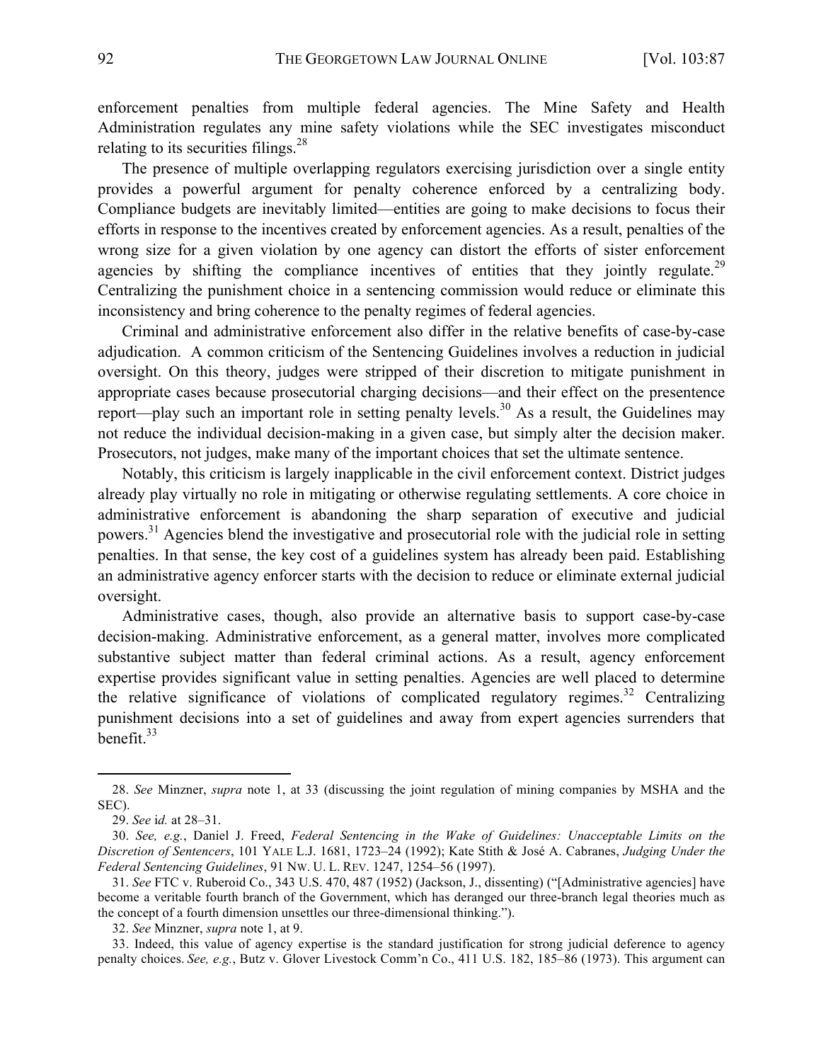enforcement penalties from multiple federal agencies. The Mine Safety and Health Administration regulates any mine safety violations while the SEC investigates misconduct relating to its securities filings.[28]

The presence of multiple overlapping regulators exercising jurisdiction over a single entity provides a powerful argument for penalty coherence enforced by a centralizing body. Compliance budgets are inevitably limited—entities are going to make decisions to focus their efforts in response to the incentives created by enforcement agencies. As a result, penalties of the wrong size for a given violation by one agency can distort the efforts of sister enforcement agencies by shifting the compliance incentives of entities that they jointly regulate.[29] Centralizing the punishment choice in a sentencing commission would reduce or eliminate this inconsistency and bring coherence to the penalty regimes of federal agencies.

Criminal and administrative enforcement also differ in the relative benefits of case-by-case adjudication. A common criticism of the Sentencing Guidelines involves a reduction in judicial oversight. On this theory, judges were stripped of their discretion to mitigate punishment in appropriate cases because prosecutorial charging decisions—and their effect on the presentence report—play such an important role in setting penalty levels.[30] As a result, the Guidelines may not reduce the individual decision-making in a given case, but simply alter the decision maker. Prosecutors, not judges, make many of the important choices that set the ultimate sentence.

Notably, this criticism is largely inapplicable in the civil enforcement context. District judges already play virtually no role in mitigating or otherwise regulating settlements. A core choice in administrative enforcement is abandoning the sharp separation of executive and judicial powers.[31] Agencies blend the investigative and prosecutorial role with the judicial role in setting penalties. In that sense, the key cost of a guidelines system has already been paid. Establishing an administrative agency enforcer starts with the decision to reduce or eliminate external judicial oversight.

Administrative cases, though, also provide an alternative basis to support case-by-case decision-making. Administrative enforcement, as a general matter, involves more complicated substantive subject matter than federal criminal actions. As a result, agency enforcement expertise provides significant value in setting penalties. Agencies are well placed to determine the relative significance of violations of complicated regulatory regimes.[32] Centralizing punishment decisions into a set of guidelines and away from expert agencies surrenders that benefit.[33]

---

28. *See* Minzner, *supra* note 1, at 33 (discussing the joint regulation of mining companies by MSHA and the SEC).

29. *See id.* at 28–31.

30. *See, e.g.*, Daniel J. Freed, *Federal Sentencing in the Wake of Guidelines: Unacceptable Limits on the Discretion of Sentencers*, 101 YALE L.J. 1681, 1723–24 (1992); Kate Stith & José A. Cabranes, *Judging Under the Federal Sentencing Guidelines*, 91 NW. U. L. REV. 1247, 1254–56 (1997).

31. *See* FTC v. Ruberoid Co., 343 U.S. 470, 487 (1952) (Jackson, J., dissenting) ("[Administrative agencies] have become a veritable fourth branch of the Government, which has deranged our three-branch legal theories much as the concept of a fourth dimension unsettles our three-dimensional thinking.").

32. *See* Minzner, *supra* note 1, at 9.

33. Indeed, this value of agency expertise is the standard justification for strong judicial deference to agency penalty choices. *See, e.g.*, Butz v. Glover Livestock Comm'n Co., 411 U.S. 182, 185–86 (1973). This argument can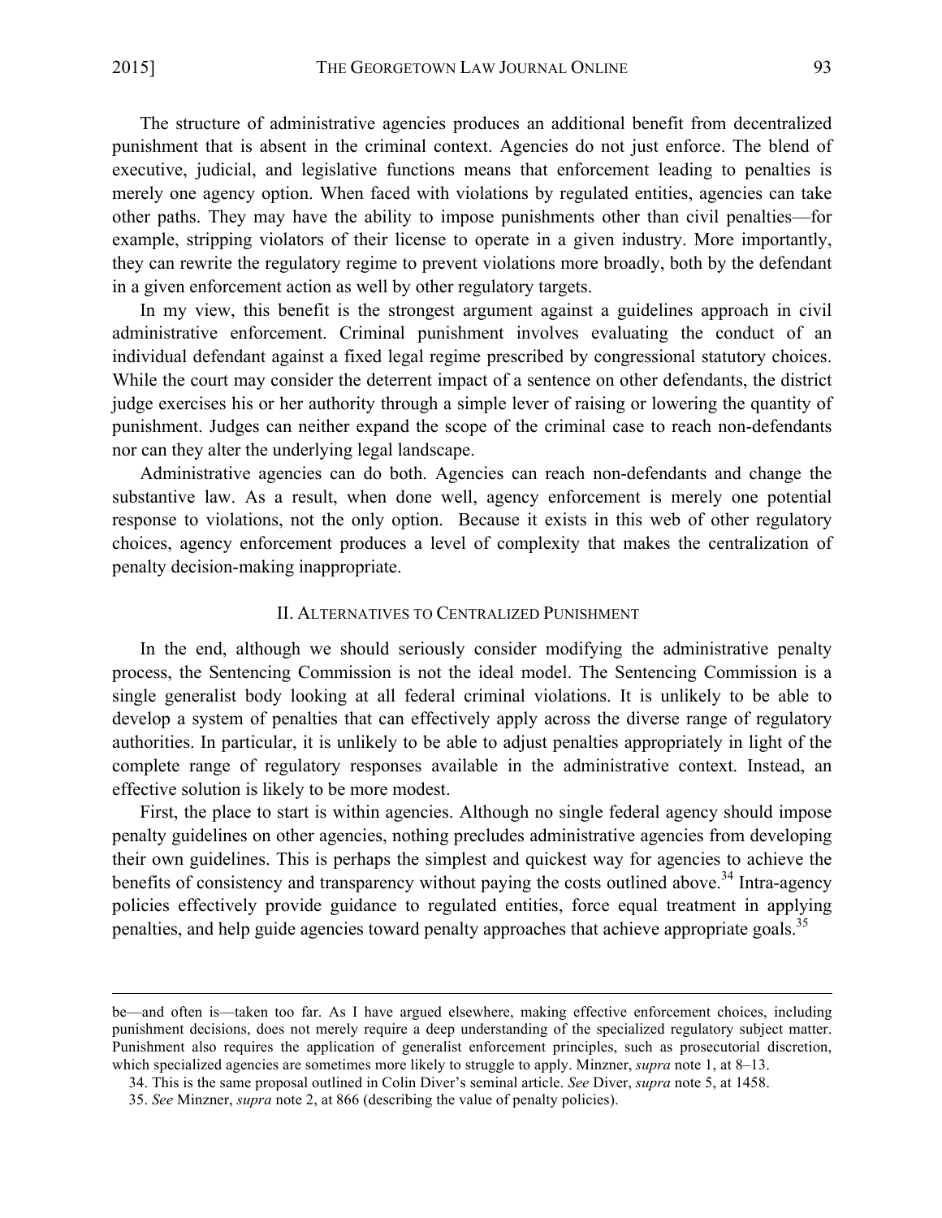The structure of administrative agencies produces an additional benefit from decentralized punishment that is absent in the criminal context. Agencies do not just enforce. The blend of executive, judicial, and legislative functions means that enforcement leading to penalties is merely one agency option. When faced with violations by regulated entities, agencies can take other paths. They may have the ability to impose punishments other than civil penalties—for example, stripping violators of their license to operate in a given industry. More importantly, they can rewrite the regulatory regime to prevent violations more broadly, both by the defendant in a given enforcement action as well by other regulatory targets.

In my view, this benefit is the strongest argument against a guidelines approach in civil administrative enforcement. Criminal punishment involves evaluating the conduct of an individual defendant against a fixed legal regime prescribed by congressional statutory choices. While the court may consider the deterrent impact of a sentence on other defendants, the district judge exercises his or her authority through a simple lever of raising or lowering the quantity of punishment. Judges can neither expand the scope of the criminal case to reach non-defendants nor can they alter the underlying legal landscape.

Administrative agencies can do both. Agencies can reach non-defendants and change the substantive law. As a result, when done well, agency enforcement is merely one potential response to violations, not the only option. Because it exists in this web of other regulatory choices, agency enforcement produces a level of complexity that makes the centralization of penalty decision-making inappropriate.

## II. Alternatives to Centralized Punishment

In the end, although we should seriously consider modifying the administrative penalty process, the Sentencing Commission is not the ideal model. The Sentencing Commission is a single generalist body looking at all federal criminal violations. It is unlikely to be able to develop a system of penalties that can effectively apply across the diverse range of regulatory authorities. In particular, it is unlikely to be able to adjust penalties appropriately in light of the complete range of regulatory responses available in the administrative context. Instead, an effective solution is likely to be more modest.

First, the place to start is within agencies. Although no single federal agency should impose penalty guidelines on other agencies, nothing precludes administrative agencies from developing their own guidelines. This is perhaps the simplest and quickest way for agencies to achieve the benefits of consistency and transparency without paying the costs outlined above.[34] Intra-agency policies effectively provide guidance to regulated entities, force equal treatment in applying penalties, and help guide agencies toward penalty approaches that achieve appropriate goals.[35]

---

be—and often is—taken too far. As I have argued elsewhere, making effective enforcement choices, including punishment decisions, does not merely require a deep understanding of the specialized regulatory subject matter. Punishment also requires the application of generalist enforcement principles, such as prosecutorial discretion, which specialized agencies are sometimes more likely to struggle to apply. Minzner, *supra* note 1, at 8–13.

34. This is the same proposal outlined in Colin Diver's seminal article. *See* Diver, *supra* note 5, at 1458.

35. *See* Minzner, *supra* note 2, at 866 (describing the value of penalty policies).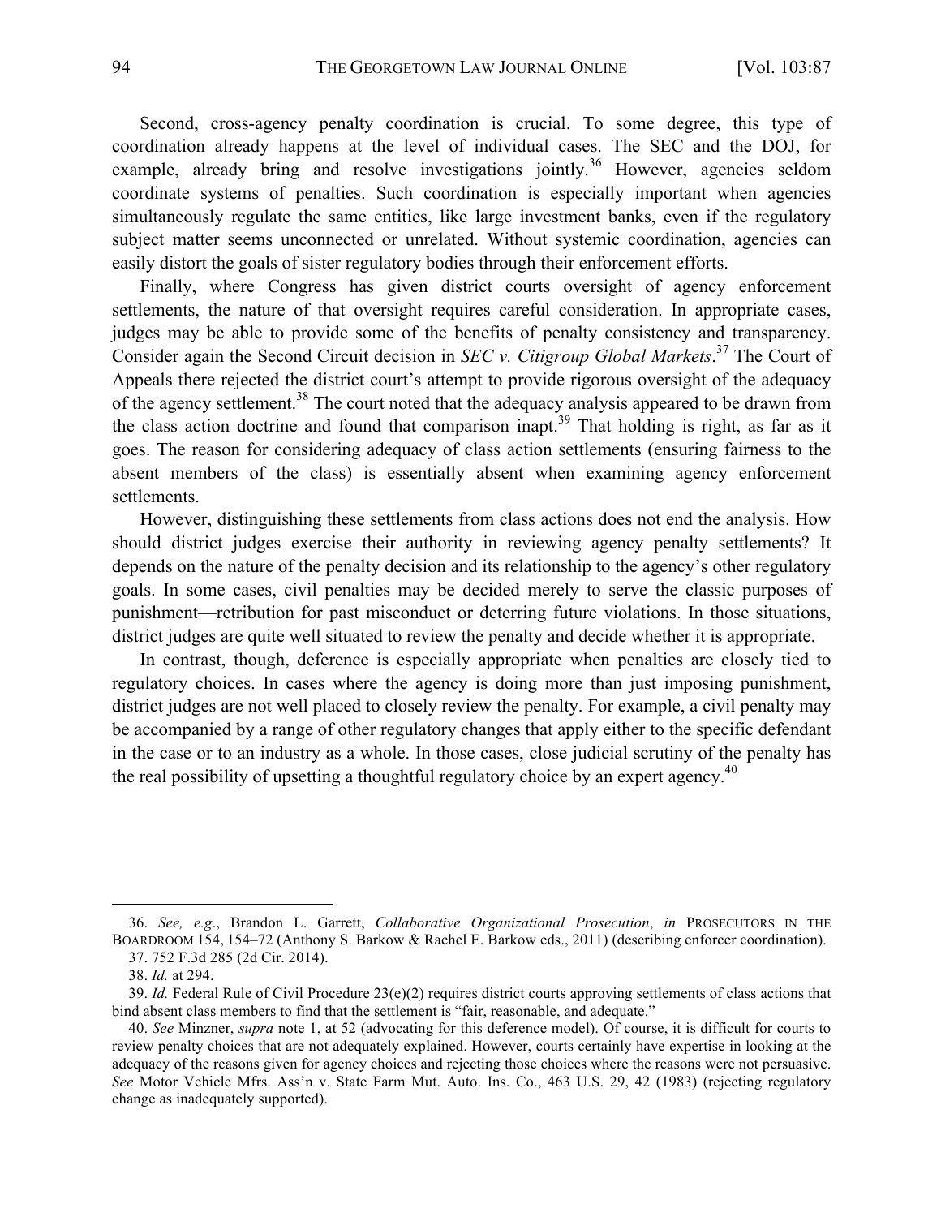Second, cross-agency penalty coordination is crucial. To some degree, this type of coordination already happens at the level of individual cases. The SEC and the DOJ, for example, already bring and resolve investigations jointly.[36] However, agencies seldom coordinate systems of penalties. Such coordination is especially important when agencies simultaneously regulate the same entities, like large investment banks, even if the regulatory subject matter seems unconnected or unrelated. Without systemic coordination, agencies can easily distort the goals of sister regulatory bodies through their enforcement efforts.

Finally, where Congress has given district courts oversight of agency enforcement settlements, the nature of that oversight requires careful consideration. In appropriate cases, judges may be able to provide some of the benefits of penalty consistency and transparency. Consider again the Second Circuit decision in *SEC v. Citigroup Global Markets*.[37] The Court of Appeals there rejected the district court's attempt to provide rigorous oversight of the adequacy of the agency settlement.[38] The court noted that the adequacy analysis appeared to be drawn from the class action doctrine and found that comparison inapt.[39] That holding is right, as far as it goes. The reason for considering adequacy of class action settlements (ensuring fairness to the absent members of the class) is essentially absent when examining agency enforcement settlements.

However, distinguishing these settlements from class actions does not end the analysis. How should district judges exercise their authority in reviewing agency penalty settlements? It depends on the nature of the penalty decision and its relationship to the agency's other regulatory goals. In some cases, civil penalties may be decided merely to serve the classic purposes of punishment—retribution for past misconduct or deterring future violations. In those situations, district judges are quite well situated to review the penalty and decide whether it is appropriate.

In contrast, though, deference is especially appropriate when penalties are closely tied to regulatory choices. In cases where the agency is doing more than just imposing punishment, district judges are not well placed to closely review the penalty. For example, a civil penalty may be accompanied by a range of other regulatory changes that apply either to the specific defendant in the case or to an industry as a whole. In those cases, close judicial scrutiny of the penalty has the real possibility of upsetting a thoughtful regulatory choice by an expert agency.[40]

---

36. *See, e.g.*, Brandon L. Garrett, *Collaborative Organizational Prosecution*, *in* PROSECUTORS IN THE BOARDROOM 154, 154–72 (Anthony S. Barkow & Rachel E. Barkow eds., 2011) (describing enforcer coordination).

37. 752 F.3d 285 (2d Cir. 2014).

38. *Id.* at 294.

39. *Id.* Federal Rule of Civil Procedure 23(e)(2) requires district courts approving settlements of class actions that bind absent class members to find that the settlement is "fair, reasonable, and adequate."

40. *See* Minzner, *supra* note 1, at 52 (advocating for this deference model). Of course, it is difficult for courts to review penalty choices that are not adequately explained. However, courts certainly have expertise in looking at the adequacy of the reasons given for agency choices and rejecting those choices where the reasons were not persuasive. *See* Motor Vehicle Mfrs. Ass'n v. State Farm Mut. Auto. Ins. Co., 463 U.S. 29, 42 (1983) (rejecting regulatory change as inadequately supported).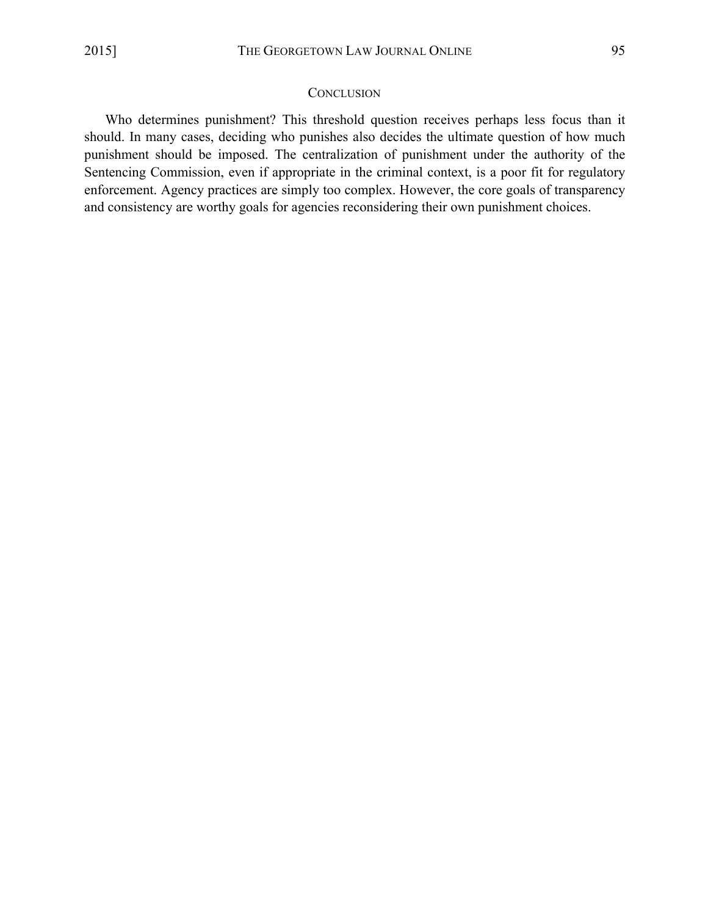## Conclusion

Who determines punishment? This threshold question receives perhaps less focus than it should. In many cases, deciding who punishes also decides the ultimate question of how much punishment should be imposed. The centralization of punishment under the authority of the Sentencing Commission, even if appropriate in the criminal context, is a poor fit for regulatory enforcement. Agency practices are simply too complex. However, the core goals of transparency and consistency are worthy goals for agencies reconsidering their own punishment choices.